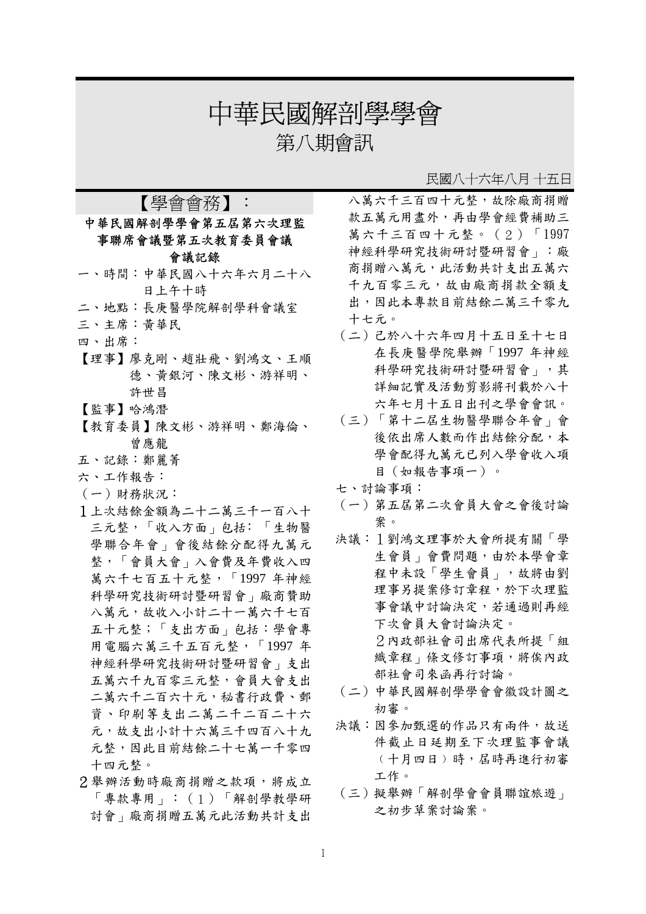# 中華民國解剖學學會

## 第八期會訊

民國八十六年八月 十五日

## 【學會會務】：

### 中華民國解剖學學會第五屆第六次理監事聯席會議暨第五次教育委員會議會議記錄

一、時間：中華民國八十六年六月二十八日上午十時

二、地點：長庚醫學院解剖學科會議室

三、主席：黃華民

四、出席：

【理事】廖克剛、趙壯飛、劉鴻文、王順德、黃銀河、陳文彬、游祥明、許世昌

【監事】哈鴻潛

【教育委員】陳文彬、游祥明、鄭海倫、曾應龍

五、記錄：鄭麗菁

六、工作報告：

（一）財務狀況：

1上次結餘金額為二十二萬三千一百八十三元整，「收入方面」包括：「生物醫學聯合年會」會後結餘分配得九萬元整，「會員大會」入會費及年費收入四萬六千七百五十元整，「1997 年神經科學研究技術研討暨研習會」廠商贊助八萬元，故收入小計二十一萬六千七百五十元整；「支出方面」包括：學會專用電腦六萬三千五百元整，「1997 年神經科學研究技術研討暨研習會」支出五萬六千九百零三元整，會員大會支出二萬六千二百六十元，秘書行政費、郵資、印刷等支出二萬二千二百二十六元，故支出小計十六萬三千四百八十九元整，因此目前結餘二十七萬一千零四十四元整。

2舉辦活動時廠商捐贈之款項，將成立「專款專用」：（1）「解剖學教學研討會」廠商捐贈五萬元此活動共計支出八萬六千三百四十元整，故除廠商捐贈款五萬元用盡外，再由學會經費補助三萬六千三百四十元整。（2）「1997 神經科學研究技術研討暨研習會」：廠商捐贈八萬元，此活動共計支出五萬六千九百零三元，故由廠商捐款全額支出，因此本專款目前結餘二萬三千零九十七元。

（二）已於八十六年四月十五日至十七日在長庚醫學院舉辦「1997 年神經科學研究技術研討暨研習會」，其詳細記實及活動剪影將刊載於八十六年七月十五日出刊之學會會訊。

（三）「第十二屆生物醫學聯合年會」會後依出席人數而作出結餘分配，本學會配得九萬元已列入學會收入項目（如報告事項一）。

七、討論事項：

（一）第五屆第二次會員大會之會後討論案。

決議：1劉鴻文理事於大會所提有關「學生會員」會費問題，由於本學會章程中未設「學生會員」，故將由劉理事另提案修訂章程，於下次理監事會議中討論決定，若通過則再經下次會員大會討論決定。

2內政部社會司出席代表所提「組織章程」條文修訂事項，將俟內政部社會司來函再行討論。

（二）中華民國解剖學學會會徽設計圖之初審。

決議：因參加甄選的作品只有兩件，故送件截止日延期至下次理監事會議（十月四日）時，屆時再進行初審工作。

（三）擬舉辦「解剖學會會員聯誼旅遊」之初步草案討論案。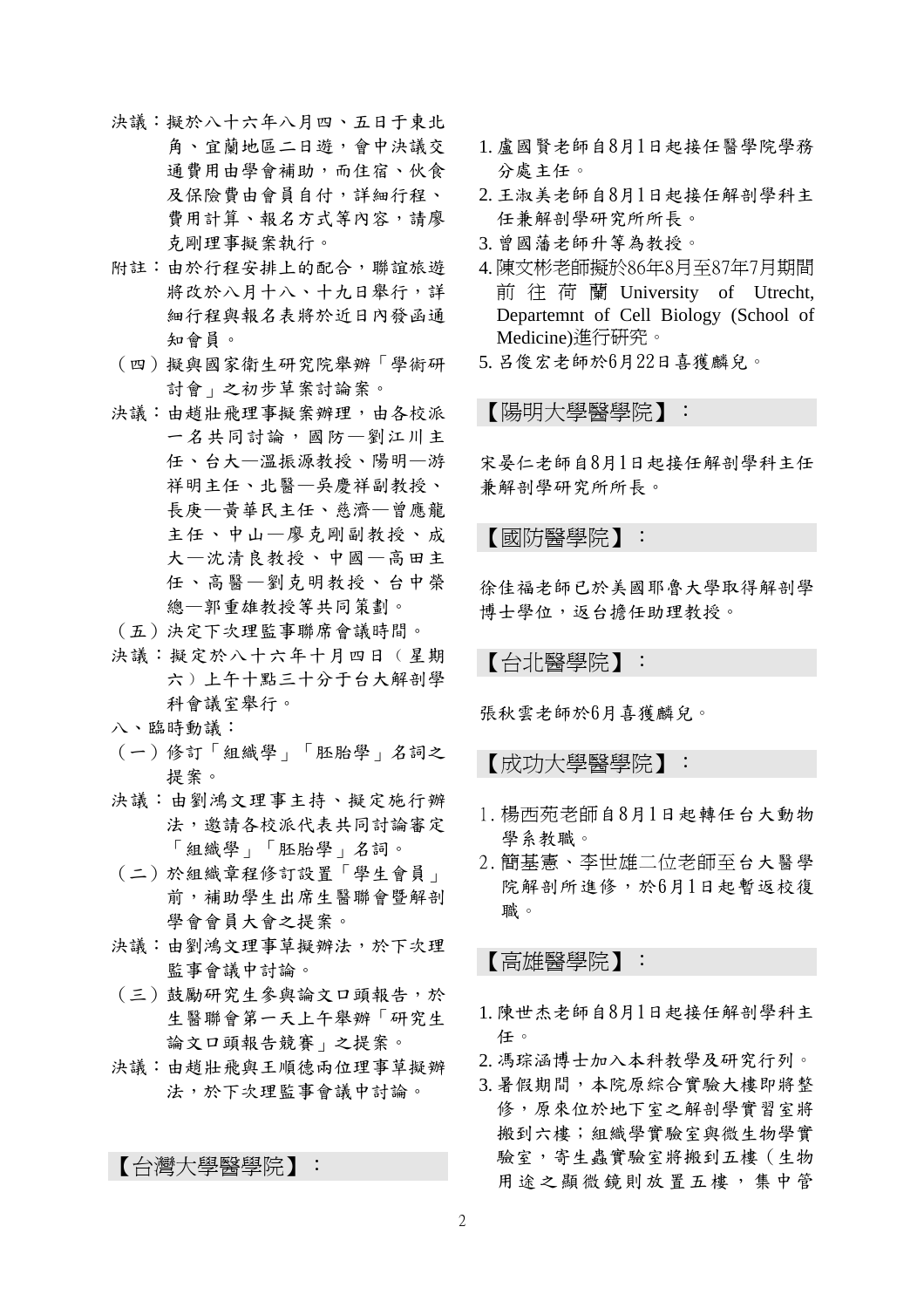決議：擬於八十六年八月四、五日于東北角、宜蘭地區二日遊，會中決議交通費用由學會補助，而住宿、伙食及保險費由會員自付，詳細行程、費用計算、報名方式等內容，請廖克剛理事擬案執行。

附註：由於行程安排上的配合，聯誼旅遊將改於八月十八、十九日舉行，詳細行程與報名表將於近日內發函通知會員。

（四）擬與國家衛生研究院舉辦「學術研討會」之初步草案討論案。

決議：由趙壯飛理事擬案辦理，由各校派一名共同討論，國防—劉江川主任、台大—溫振源教授、陽明—游祥明主任、北醫—吳慶祥副教授、長庚—黃華民主任、慈濟—曾應龍主任、中山—廖克剛副教授、成大—沈清良教授、中國—高田主任、高醫—劉克明教授、台中榮總—郭重雄教授等共同策劃。

（五）決定下次理監事聯席會議時間。

決議：擬定於八十六年十月四日（星期六）上午十點三十分于台大解剖學科會議室舉行。

八、臨時動議：

（一）修訂「組織學」「胚胎學」名詞之提案。

決議：由劉鴻文理事主持、擬定施行辦法，邀請各校派代表共同討論審定「組織學」「胚胎學」名詞。

（二）於組織章程修訂設置「學生會員」前，補助學生出席生醫聯會暨解剖學會會員大會之提案。

決議：由劉鴻文理事草擬辦法，於下次理監事會議中討論。

（三）鼓勵研究生參與論文口頭報告，於生醫聯會第一天上午舉辦「研究生論文口頭報告競賽」之提案。

決議：由趙壯飛與王順德兩位理事草擬辦法，於下次理監事會議中討論。

## 【台灣大學醫學院】：

1. 盧國賢老師自8月1日起接任醫學院學務分處主任。
2. 王淑美老師自8月1日起接任解剖學科主任兼解剖學研究所所長。
3. 曾國藩老師升等為教授。
4. 陳文彬老師擬於86年8月至87年7月期間前往荷蘭 University of Utrecht, Departemnt of Cell Biology (School of Medicine)進行研究。
5. 呂俊宏老師於6月22日喜獲麟兒。

## 【陽明大學醫學院】：

宋晏仁老師自8月1日起接任解剖學科主任兼解剖學研究所所長。

## 【國防醫學院】：

徐佳福老師已於美國耶魯大學取得解剖學博士學位，返台擔任助理教授。

## 【台北醫學院】：

張秋雲老師於6月喜獲麟兒。

## 【成功大學醫學院】：

1. 楊西苑老師自8月1日起轉任台大動物學系教職。
2. 簡基憲、李世雄二位老師至台大醫學院解剖所進修，於6月1日起暫返校復職。

## 【高雄醫學院】：

1. 陳世杰老師自8月1日起接任解剖學科主任。
2. 馮琮涵博士加入本科教學及研究行列。
3. 暑假期間，本院原綜合實驗大樓即將整修，原來位於地下室之解剖學實習室將搬到六樓；組織學實驗室與微生物學實驗室，寄生蟲實驗室將搬到五樓（生物用途之顯微鏡則放置五樓，集中管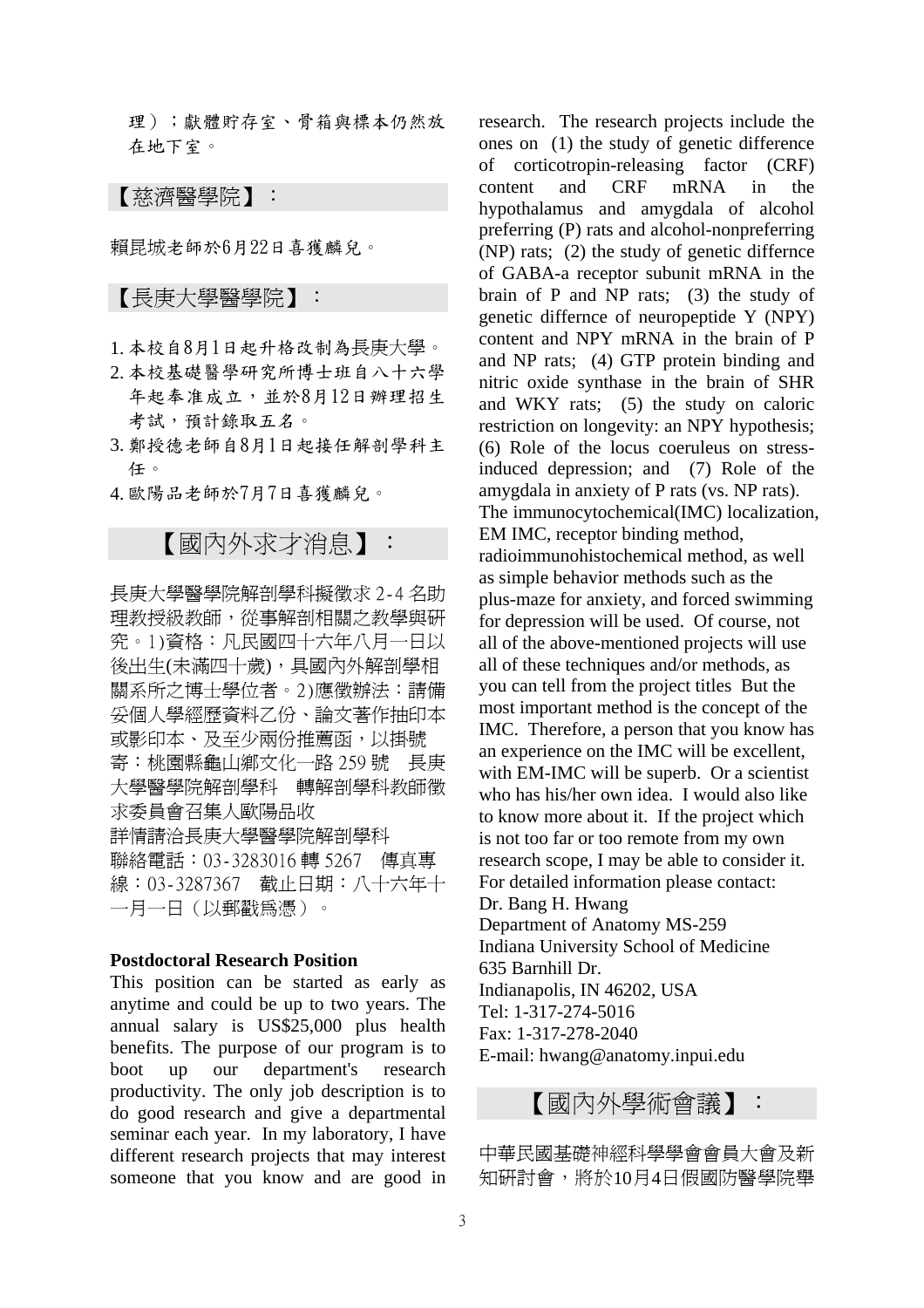理）；獻體貯存室、骨箱與標本仍然放在地下室。

## 【慈濟醫學院】：

賴昆城老師於6月22日喜獲麟兒。

## 【長庚大學醫學院】：

1. 本校自8月1日起升格改制為長庚大學。
2. 本校基礎醫學研究所博士班自八十六學年起奉准成立，並於8月12日辦理招生考試，預計錄取五名。
3. 鄭授德老師自8月1日起接任解剖學科主任。
4. 歐陽品老師於7月7日喜獲麟兒。

# 【國內外求才消息】：

長庚大學醫學院解剖學科擬徵求 2-4 名助理教授級教師，從事解剖相關之教學與研究。1)資格：凡民國四十六年八月一日以後出生(未滿四十歲)，具國內外解剖學相關系所之博士學位者。2)應徵辦法：請備妥個人學經歷資料乙份、論文著作抽印本或影印本、及至少兩份推薦函，以掛號寄：桃園縣龜山鄉文化一路 259 號　長庚大學醫學院解剖學科　轉解剖學科教師徵求委員會召集人歐陽品收
詳情請洽長庚大學醫學院解剖學科
聯絡電話：03-3283016 轉 5267　傳真專線：03-3287367　截止日期：八十六年十一月一日（以郵戳為憑）。

**Postdoctoral Research Position**

This position can be started as early as anytime and could be up to two years. The annual salary is US$25,000 plus health benefits. The purpose of our program is to boot up our department's research productivity. The only job description is to do good research and give a departmental seminar each year. In my laboratory, I have different research projects that may interest someone that you know and are good in research. The research projects include the ones on (1) the study of genetic difference of corticotropin-releasing factor (CRF) content and CRF mRNA in the hypothalamus and amygdala of alcohol preferring (P) rats and alcohol-nonpreferring (NP) rats; (2) the study of genetic differnce of GABA-a receptor subunit mRNA in the brain of P and NP rats; (3) the study of genetic differnce of neuropeptide Y (NPY) content and NPY mRNA in the brain of P and NP rats; (4) GTP protein binding and nitric oxide synthase in the brain of SHR and WKY rats; (5) the study on caloric restriction on longevity: an NPY hypothesis; (6) Role of the locus coeruleus on stress-induced depression; and (7) Role of the amygdala in anxiety of P rats (vs. NP rats).
The immunocytochemical(IMC) localization, EM IMC, receptor binding method, radioimmunohistochemical method, as well as simple behavior methods such as the plus-maze for anxiety, and forced swimming for depression will be used. Of course, not all of the above-mentioned projects will use all of these techniques and/or methods, as you can tell from the project titles But the most important method is the concept of the IMC. Therefore, a person that you know has an experience on the IMC will be excellent, with EM-IMC will be superb. Or a scientist who has his/her own idea. I would also like to know more about it. If the project which is not too far or too remote from my own research scope, I may be able to consider it.
For detailed information please contact:
Dr. Bang H. Hwang
Department of Anatomy MS-259
Indiana University School of Medicine
635 Barnhill Dr.
Indianapolis, IN 46202, USA
Tel: 1-317-274-5016
Fax: 1-317-278-2040
E-mail: hwang@anatomy.inpui.edu

# 【國內外學術會議】：

中華民國基礎神經科學學會會員大會及新知研討會，將於10月4日假國防醫學院舉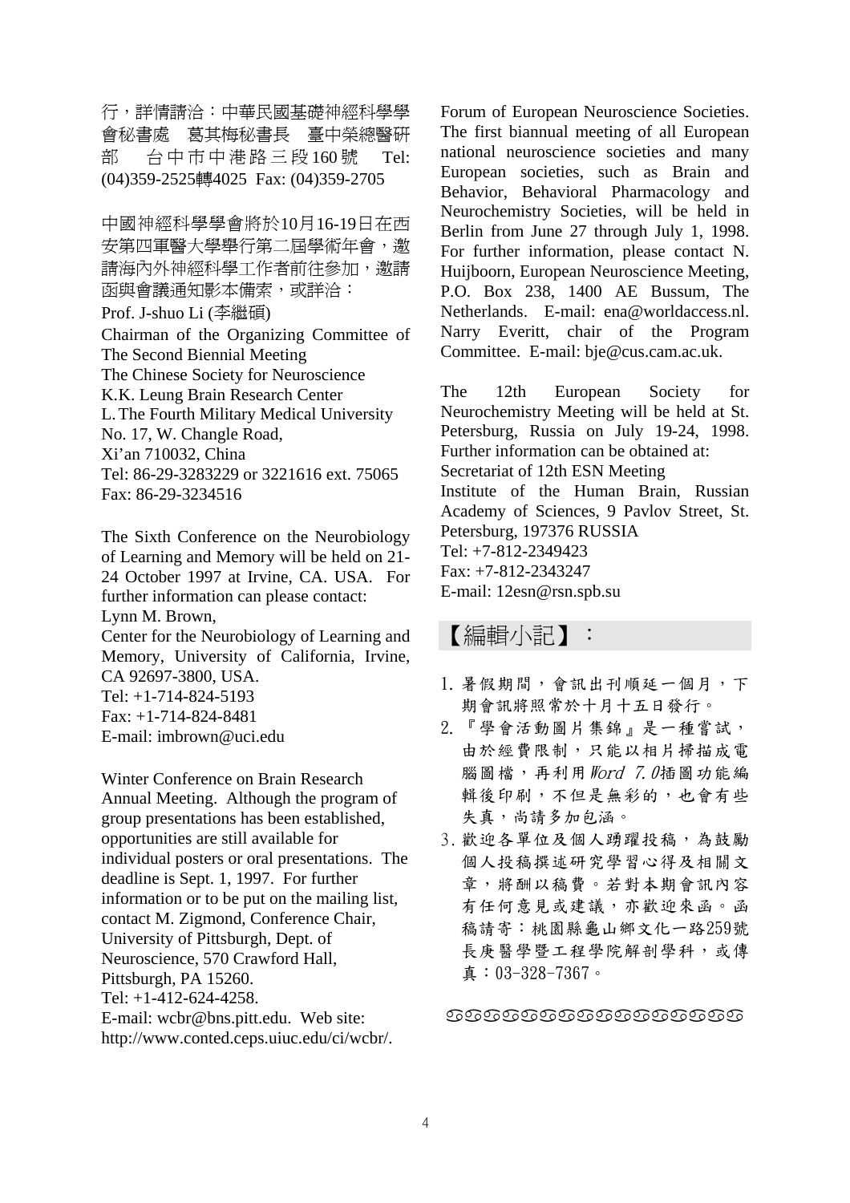行，詳情請洽：中華民國基礎神經科學學會秘書處　葛其梅秘書長　臺中榮總醫研部　台中市中港路三段160號　Tel: (04)359-2525轉4025 Fax: (04)359-2705

中國神經科學學會將於10月16-19日在西安第四軍醫大學舉行第二屆學術年會，邀請海內外神經科學工作者前往參加，邀請函與會議通知影本備索，或詳洽：
Prof. J-shuo Li (李繼碩)
Chairman of the Organizing Committee of The Second Biennial Meeting
The Chinese Society for Neuroscience
K.K. Leung Brain Research Center
L. The Fourth Military Medical University
No. 17, W. Changle Road,
Xi'an 710032, China
Tel: 86-29-3283229 or 3221616 ext. 75065
Fax: 86-29-3234516

The Sixth Conference on the Neurobiology of Learning and Memory will be held on 21-24 October 1997 at Irvine, CA. USA. For further information can please contact:
Lynn M. Brown,
Center for the Neurobiology of Learning and Memory, University of California, Irvine, CA 92697-3800, USA.
Tel: +1-714-824-5193
Fax: +1-714-824-8481
E-mail: imbrown@uci.edu

Winter Conference on Brain Research Annual Meeting. Although the program of group presentations has been established, opportunities are still available for individual posters or oral presentations. The deadline is Sept. 1, 1997. For further information or to be put on the mailing list, contact M. Zigmond, Conference Chair, University of Pittsburgh, Dept. of Neuroscience, 570 Crawford Hall, Pittsburgh, PA 15260.
Tel: +1-412-624-4258.
E-mail: wcbr@bns.pitt.edu. Web site: http://www.conted.ceps.uiuc.edu/ci/wcbr/.

Forum of European Neuroscience Societies. The first biannual meeting of all European national neuroscience societies and many European societies, such as Brain and Behavior, Behavioral Pharmacology and Neurochemistry Societies, will be held in Berlin from June 27 through July 1, 1998. For further information, please contact N. Huijboorn, European Neuroscience Meeting, P.O. Box 238, 1400 AE Bussum, The Netherlands. E-mail: ena@worldaccess.nl. Narry Everitt, chair of the Program Committee. E-mail: bje@cus.cam.ac.uk.

The 12th European Society for Neurochemistry Meeting will be held at St. Petersburg, Russia on July 19-24, 1998. Further information can be obtained at:
Secretariat of 12th ESN Meeting
Institute of the Human Brain, Russian Academy of Sciences, 9 Pavlov Street, St. Petersburg, 197376 RUSSIA
Tel: +7-812-2349423
Fax: +7-812-2343247
E-mail: 12esn@rsn.spb.su

## 【編輯小記】：

1. 暑假期間，會訊出刊順延一個月，下期會訊將照常於十月十五日發行。
2. 『學會活動圖片集錦』是一種嘗試，由於經費限制，只能以相片掃描成電腦圖檔，再利用*Word 7.0*插圖功能編輯後印刷，不但是無彩的，也會有些失真，尚請多加包涵。
3. 歡迎各單位及個人踴躍投稿，為鼓勵個人投稿撰述研究學習心得及相關文章，將酬以稿費。若對本期會訊內容有任何意見或建議，亦歡迎來函。函稿請寄：桃園縣龜山鄉文化一路259號長庚醫學暨工程學院解剖學科，或傳真：03-328-7367。